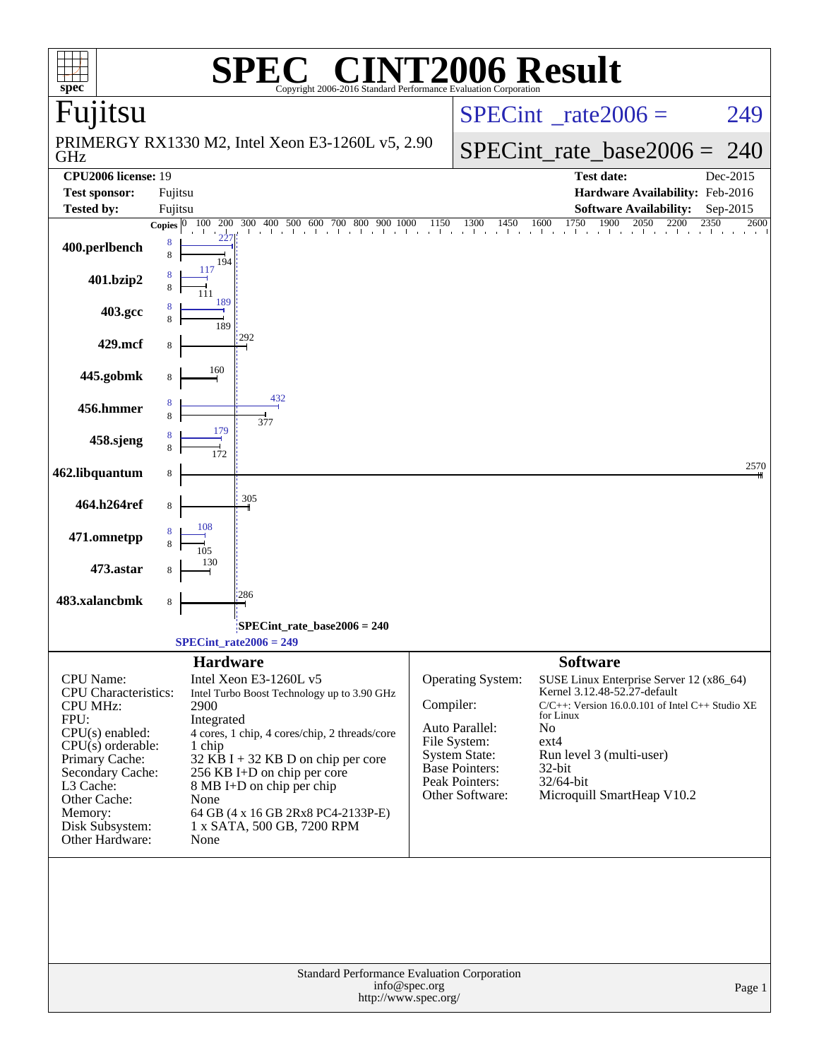# SPEC® CINT2006 Result

Copyright 2006-2016 Standard Performance Evaluation Corporation

## Fujitsu

PRIMERGY RX1330 M2, Intel Xeon E3-1260L v5, 2.90 GHz

SPECint_rate2006 = 249

SPECint_rate_base2006 = 240

| | | | |
|---|---|---|---|
| **CPU2006 license:** | 19 | **Test date:** | Dec-2015 |
| **Test sponsor:** | Fujitsu | **Hardware Availability:** | Feb-2016 |
| **Tested by:** | Fujitsu | **Software Availability:** | Sep-2015 |

| Benchmark | Copies (peak) | Peak | Copies (base) | Base |
|---|---|---|---|---|
| 400.perlbench | 8 | 227 | 8 | 194 |
| 401.bzip2 | 8 | 117 | 8 | 111 |
| 403.gcc | 8 | 189 | 8 | 189 |
| 429.mcf | | | 8 | 292 |
| 445.gobmk | | | 8 | 160 |
| 456.hmmer | 8 | 432 | 8 | 377 |
| 458.sjeng | 8 | 179 | 8 | 172 |
| 462.libquantum | | | 8 | 2570 |
| 464.h264ref | | | 8 | 305 |
| 471.omnetpp | 8 | 108 | 8 | 105 |
| 473.astar | | | 8 | 130 |
| 483.xalancbmk | | | 8 | 286 |

SPECint_rate_base2006 = 240

SPECint_rate2006 = 249

### Hardware

| | |
|---|---|
| CPU Name: | Intel Xeon E3-1260L v5 |
| CPU Characteristics: | Intel Turbo Boost Technology up to 3.90 GHz |
| CPU MHz: | 2900 |
| FPU: | Integrated |
| CPU(s) enabled: | 4 cores, 1 chip, 4 cores/chip, 2 threads/core |
| CPU(s) orderable: | 1 chip |
| Primary Cache: | 32 KB I + 32 KB D on chip per core |
| Secondary Cache: | 256 KB I+D on chip per core |
| L3 Cache: | 8 MB I+D on chip per chip |
| Other Cache: | None |
| Memory: | 64 GB (4 x 16 GB 2Rx8 PC4-2133P-E) |
| Disk Subsystem: | 1 x SATA, 500 GB, 7200 RPM |
| Other Hardware: | None |

### Software

| | |
|---|---|
| Operating System: | SUSE Linux Enterprise Server 12 (x86_64) Kernel 3.12.48-52.27-default |
| Compiler: | C/C++: Version 16.0.0.101 of Intel C++ Studio XE for Linux |
| Auto Parallel: | No |
| File System: | ext4 |
| System State: | Run level 3 (multi-user) |
| Base Pointers: | 32-bit |
| Peak Pointers: | 32/64-bit |
| Other Software: | Microquill SmartHeap V10.2 |

Standard Performance Evaluation Corporation
info@spec.org
http://www.spec.org/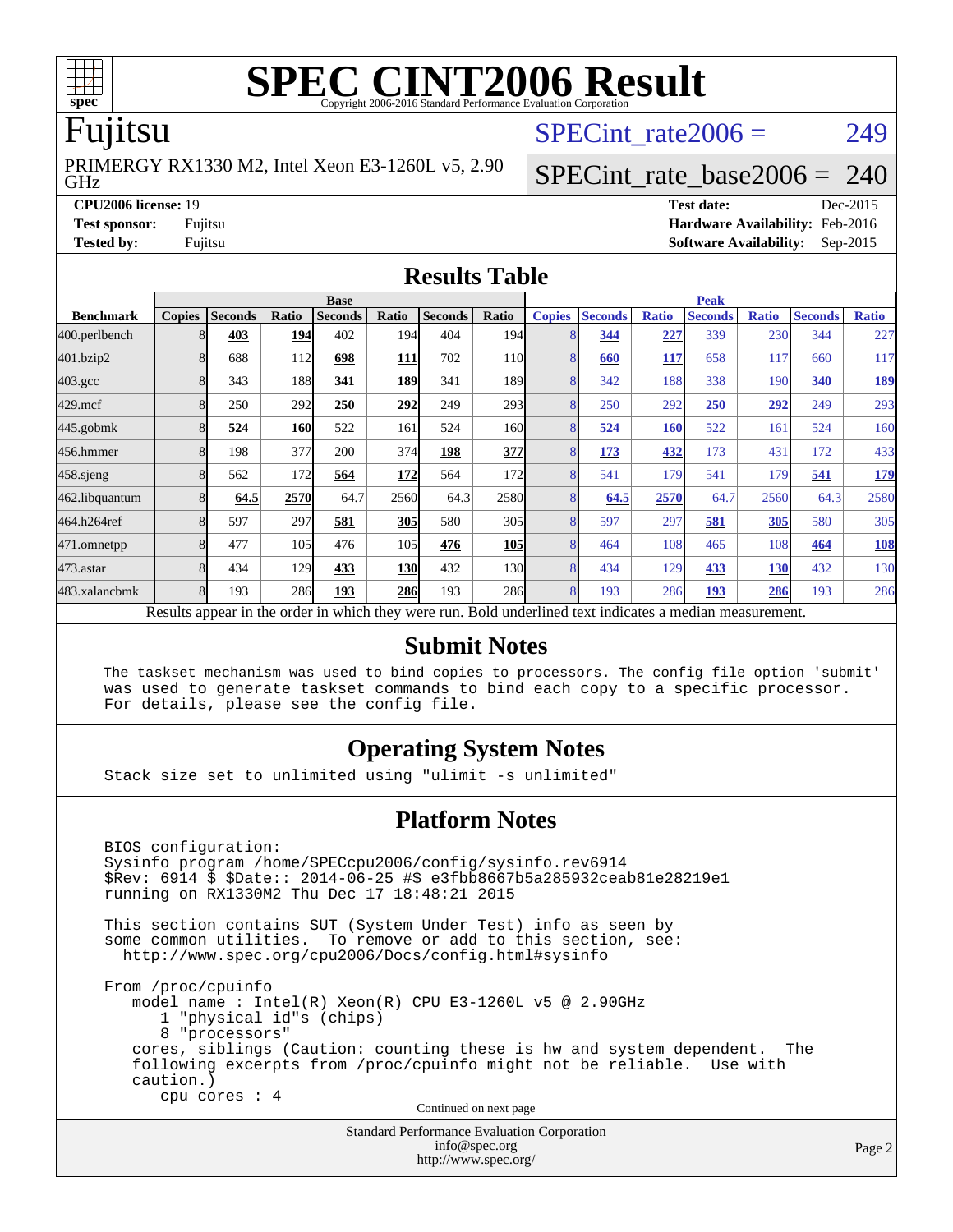# SPEC CINT2006 Result

Copyright 2006-2016 Standard Performance Evaluation Corporation

## Fujitsu

PRIMERGY RX1330 M2, Intel Xeon E3-1260L v5, 2.90 GHz

SPECint_rate2006 = 249

SPECint_rate_base2006 = 240

| | | | |
|---|---|---|---|
| **CPU2006 license:** | 19 | **Test date:** | Dec-2015 |
| **Test sponsor:** | Fujitsu | **Hardware Availability:** | Feb-2016 |
| **Tested by:** | Fujitsu | **Software Availability:** | Sep-2015 |

## Results Table

| | Base | | | | | | | | Peak | | | | | | | |
|---|---|---|---|---|---|---|---|---|---|---|---|---|---|---|---|---|
| **Benchmark** | **Copies** | **Seconds** | **Ratio** | **Seconds** | **Ratio** | **Seconds** | **Ratio** | | **Copies** | **Seconds** | **Ratio** | **Seconds** | **Ratio** | **Seconds** | **Ratio** | |
| 400.perlbench | 8 | **403** | **194** | 402 | 194 | 404 | 194 | | 8 | **344** | **227** | 339 | 230 | 344 | 227 | |
| 401.bzip2 | 8 | 688 | 112 | **698** | **111** | 702 | 110 | | 8 | **660** | **117** | 658 | 117 | 660 | 117 | |
| 403.gcc | 8 | 343 | 188 | **341** | **189** | 341 | 189 | | 8 | 342 | 188 | 338 | 190 | **340** | **189** | |
| 429.mcf | 8 | 250 | 292 | **250** | **292** | 249 | 293 | | 8 | 250 | 292 | **250** | **292** | 249 | 293 | |
| 445.gobmk | 8 | **524** | **160** | 522 | 161 | 524 | 160 | | 8 | **524** | **160** | 522 | 161 | 524 | 160 | |
| 456.hmmer | 8 | 198 | 377 | 200 | 374 | **198** | **377** | | 8 | **173** | **432** | 173 | 431 | 172 | 433 | |
| 458.sjeng | 8 | 562 | 172 | **564** | **172** | 564 | 172 | | 8 | 541 | 179 | 541 | 179 | **541** | **179** | |
| 462.libquantum | 8 | **64.5** | **2570** | 64.7 | 2560 | 64.3 | 2580 | | 8 | **64.5** | **2570** | 64.7 | 2560 | 64.3 | 2580 | |
| 464.h264ref | 8 | 597 | 297 | **581** | **305** | 580 | 305 | | 8 | 597 | 297 | **581** | **305** | 580 | 305 | |
| 471.omnetpp | 8 | 477 | 105 | 476 | 105 | **476** | **105** | | 8 | 464 | 108 | 465 | 108 | **464** | **108** | |
| 473.astar | 8 | 434 | 129 | **433** | **130** | 432 | 130 | | 8 | 434 | 129 | **433** | **130** | 432 | 130 | |
| 483.xalancbmk | 8 | 193 | 286 | **193** | **286** | 193 | 286 | | 8 | 193 | 286 | **193** | **286** | 193 | 286 | |

Results appear in the order in which they were run. Bold underlined text indicates a median measurement.

## Submit Notes

```
The taskset mechanism was used to bind copies to processors. The config file option 'submit'
was used to generate taskset commands to bind each copy to a specific processor.
For details, please see the config file.
```

## Operating System Notes

```
Stack size set to unlimited using "ulimit -s unlimited"
```

## Platform Notes

```
BIOS configuration:
Sysinfo program /home/SPECcpu2006/config/sysinfo.rev6914
$Rev: 6914 $ $Date:: 2014-06-25 #$ e3fbb8667b5a285932ceab81e28219e1
running on RX1330M2 Thu Dec 17 18:48:21 2015

This section contains SUT (System Under Test) info as seen by
some common utilities.  To remove or add to this section, see:
  http://www.spec.org/cpu2006/Docs/config.html#sysinfo

From /proc/cpuinfo
   model name : Intel(R) Xeon(R) CPU E3-1260L v5 @ 2.90GHz
      1 "physical id"s (chips)
      8 "processors"
   cores, siblings (Caution: counting these is hw and system dependent.  The
   following excerpts from /proc/cpuinfo might not be reliable.  Use with
   caution.)
      cpu cores : 4
```

Continued on next page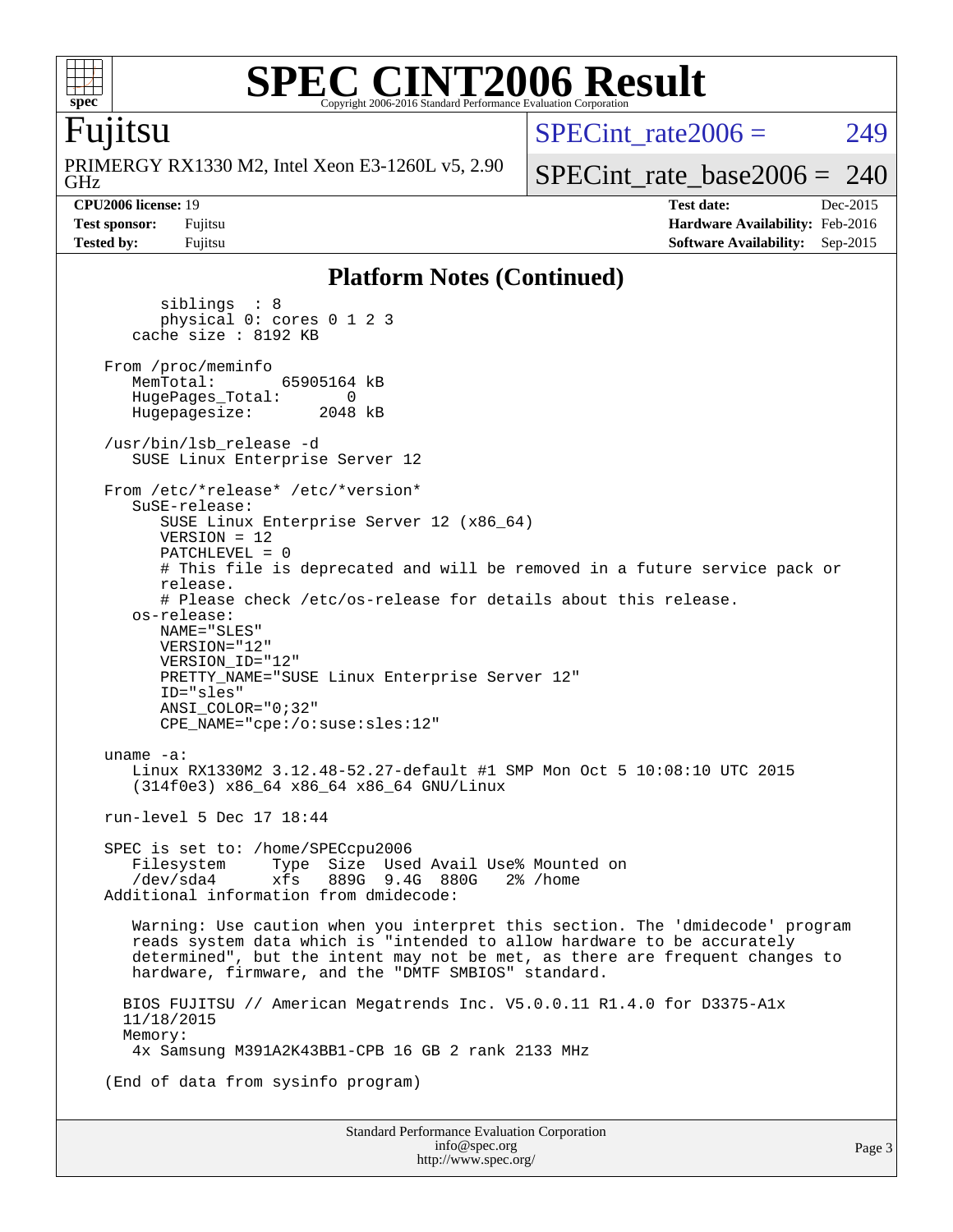# SPEC CINT2006 Result

## Fujitsu

PRIMERGY RX1330 M2, Intel Xeon E3-1260L v5, 2.90 GHz

SPECint_rate2006 = 249

SPECint_rate_base2006 = 240

**CPU2006 license:** 19
**Test sponsor:** Fujitsu
**Tested by:** Fujitsu

**Test date:** Dec-2015
**Hardware Availability:** Feb-2016
**Software Availability:** Sep-2015

### Platform Notes (Continued)

```
        siblings  : 8
        physical 0: cores 0 1 2 3
     cache size : 8192 KB

  From /proc/meminfo
     MemTotal:       65905164 kB
     HugePages_Total:       0
     Hugepagesize:       2048 kB

  /usr/bin/lsb_release -d
     SUSE Linux Enterprise Server 12

  From /etc/*release* /etc/*version*
     SuSE-release:
        SUSE Linux Enterprise Server 12 (x86_64)
        VERSION = 12
        PATCHLEVEL = 0
        # This file is deprecated and will be removed in a future service pack or
        release.
        # Please check /etc/os-release for details about this release.
     os-release:
        NAME="SLES"
        VERSION="12"
        VERSION_ID="12"
        PRETTY_NAME="SUSE Linux Enterprise Server 12"
        ID="sles"
        ANSI_COLOR="0;32"
        CPE_NAME="cpe:/o:suse:sles:12"

  uname -a:
     Linux RX1330M2 3.12.48-52.27-default #1 SMP Mon Oct 5 10:08:10 UTC 2015
     (314f0e3) x86_64 x86_64 x86_64 GNU/Linux

  run-level 5 Dec 17 18:44

  SPEC is set to: /home/SPECcpu2006
     Filesystem     Type  Size  Used Avail Use% Mounted on
     /dev/sda4      xfs   889G  9.4G  880G   2% /home
  Additional information from dmidecode:

     Warning: Use caution when you interpret this section. The 'dmidecode' program
     reads system data which is "intended to allow hardware to be accurately
     determined", but the intent may not be met, as there are frequent changes to
     hardware, firmware, and the "DMTF SMBIOS" standard.

    BIOS FUJITSU // American Megatrends Inc. V5.0.0.11 R1.4.0 for D3375-A1x
    11/18/2015
    Memory:
     4x Samsung M391A2K43BB1-CPB 16 GB 2 rank 2133 MHz

  (End of data from sysinfo program)
```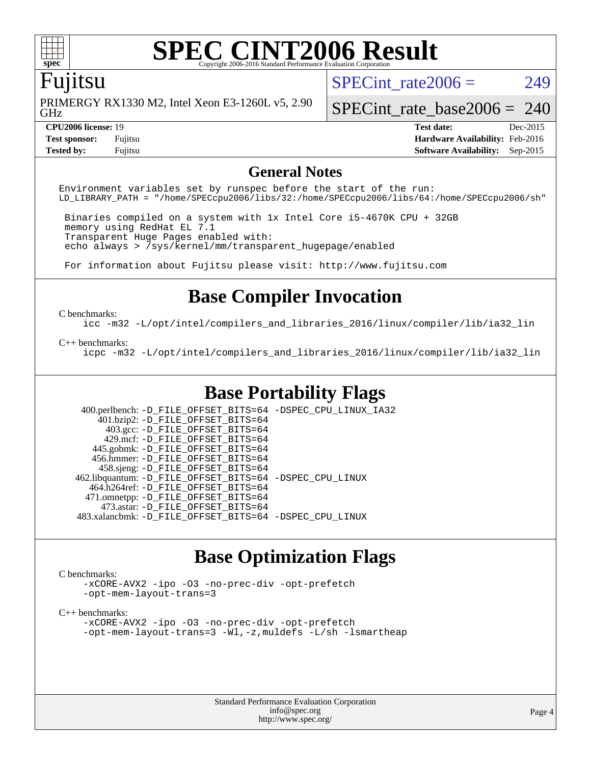# SPEC CINT2006 Result

Copyright 2006-2016 Standard Performance Evaluation Corporation

## Fujitsu

PRIMERGY RX1330 M2, Intel Xeon E3-1260L v5, 2.90 GHz

SPECint_rate2006 = 249

SPECint_rate_base2006 = 240

| | | | |
|---|---|---|---|
| **CPU2006 license:** 19 | | **Test date:** | Dec-2015 |
| **Test sponsor:** | Fujitsu | **Hardware Availability:** | Feb-2016 |
| **Tested by:** | Fujitsu | **Software Availability:** | Sep-2015 |

## General Notes

```
Environment variables set by runspec before the start of the run:
LD_LIBRARY_PATH = "/home/SPECcpu2006/libs/32:/home/SPECcpu2006/libs/64:/home/SPECcpu2006/sh"

 Binaries compiled on a system with 1x Intel Core i5-4670K CPU + 32GB
 memory using RedHat EL 7.1
 Transparent Huge Pages enabled with:
 echo always > /sys/kernel/mm/transparent_hugepage/enabled

 For information about Fujitsu please visit: http://www.fujitsu.com
```

## Base Compiler Invocation

C benchmarks:

```
icc -m32 -L/opt/intel/compilers_and_libraries_2016/linux/compiler/lib/ia32_lin
```

C++ benchmarks:

```
icpc -m32 -L/opt/intel/compilers_and_libraries_2016/linux/compiler/lib/ia32_lin
```

## Base Portability Flags

```
   400.perlbench: -D_FILE_OFFSET_BITS=64 -DSPEC_CPU_LINUX_IA32
       401.bzip2: -D_FILE_OFFSET_BITS=64
         403.gcc: -D_FILE_OFFSET_BITS=64
         429.mcf: -D_FILE_OFFSET_BITS=64
       445.gobmk: -D_FILE_OFFSET_BITS=64
       456.hmmer: -D_FILE_OFFSET_BITS=64
       458.sjeng: -D_FILE_OFFSET_BITS=64
  462.libquantum: -D_FILE_OFFSET_BITS=64 -DSPEC_CPU_LINUX
     464.h264ref: -D_FILE_OFFSET_BITS=64
     471.omnetpp: -D_FILE_OFFSET_BITS=64
       473.astar: -D_FILE_OFFSET_BITS=64
   483.xalancbmk: -D_FILE_OFFSET_BITS=64 -DSPEC_CPU_LINUX
```

## Base Optimization Flags

C benchmarks:

```
-xCORE-AVX2 -ipo -O3 -no-prec-div -opt-prefetch
-opt-mem-layout-trans=3
```

C++ benchmarks:

```
-xCORE-AVX2 -ipo -O3 -no-prec-div -opt-prefetch
-opt-mem-layout-trans=3 -Wl,-z,muldefs -L/sh -lsmartheap
```

Standard Performance Evaluation Corporation
info@spec.org
http://www.spec.org/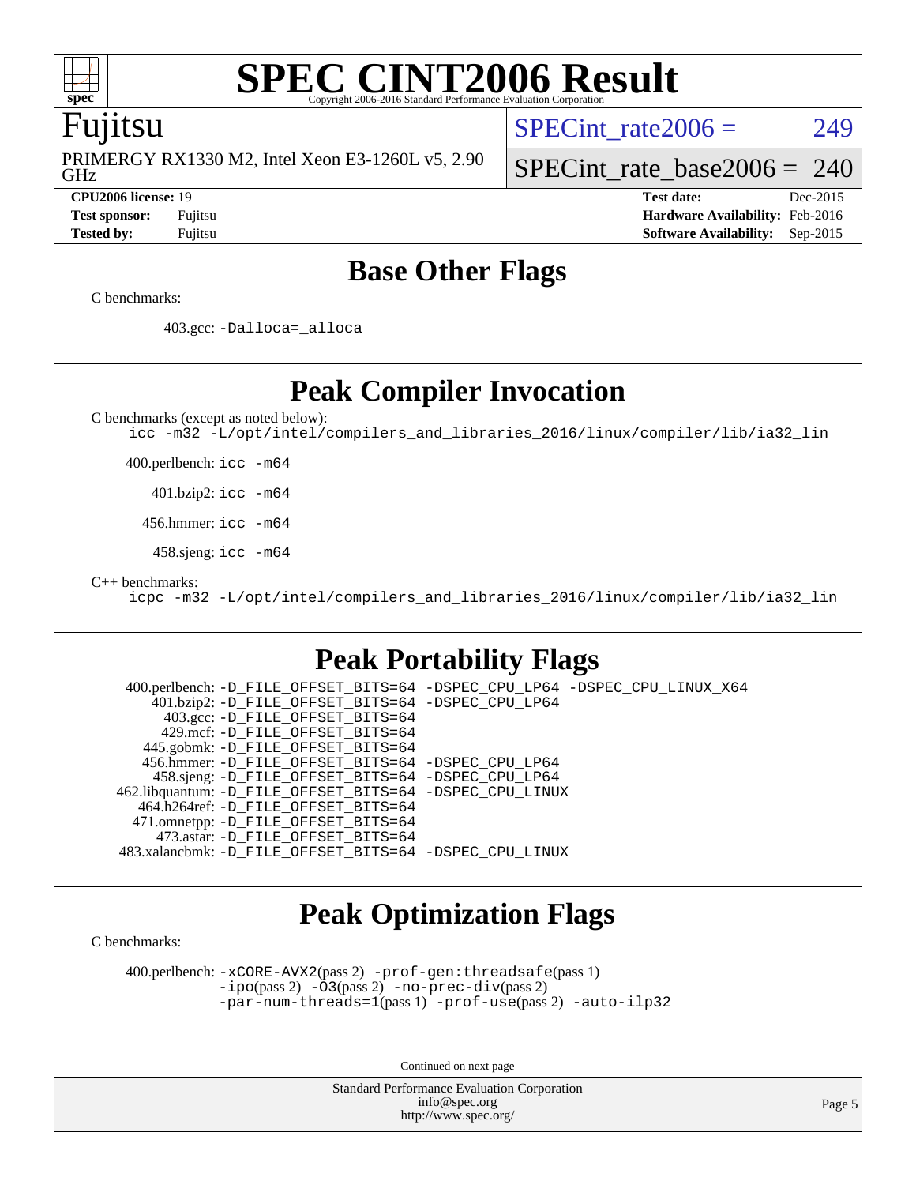# SPEC CINT2006 Result

Copyright 2006-2016 Standard Performance Evaluation Corporation

## Fujitsu

PRIMERGY RX1330 M2, Intel Xeon E3-1260L v5, 2.90 GHz

SPECint_rate2006 = 249

SPECint_rate_base2006 = 240

| | | | |
|---|---|---|---|
| **CPU2006 license:** 19 | | **Test date:** | Dec-2015 |
| **Test sponsor:** | Fujitsu | **Hardware Availability:** | Feb-2016 |
| **Tested by:** | Fujitsu | **Software Availability:** | Sep-2015 |

## Base Other Flags

C benchmarks:

403.gcc: `-Dalloca=_alloca`

## Peak Compiler Invocation

C benchmarks (except as noted below):

`icc -m32 -L/opt/intel/compilers_and_libraries_2016/linux/compiler/lib/ia32_lin`

400.perlbench: `icc -m64`

401.bzip2: `icc -m64`

456.hmmer: `icc -m64`

458.sjeng: `icc -m64`

C++ benchmarks:

`icpc -m32 -L/opt/intel/compilers_and_libraries_2016/linux/compiler/lib/ia32_lin`

## Peak Portability Flags

400.perlbench: `-D_FILE_OFFSET_BITS=64 -DSPEC_CPU_LP64 -DSPEC_CPU_LINUX_X64`
401.bzip2: `-D_FILE_OFFSET_BITS=64 -DSPEC_CPU_LP64`
403.gcc: `-D_FILE_OFFSET_BITS=64`
429.mcf: `-D_FILE_OFFSET_BITS=64`
445.gobmk: `-D_FILE_OFFSET_BITS=64`
456.hmmer: `-D_FILE_OFFSET_BITS=64 -DSPEC_CPU_LP64`
458.sjeng: `-D_FILE_OFFSET_BITS=64 -DSPEC_CPU_LP64`
462.libquantum: `-D_FILE_OFFSET_BITS=64 -DSPEC_CPU_LINUX`
464.h264ref: `-D_FILE_OFFSET_BITS=64`
471.omnetpp: `-D_FILE_OFFSET_BITS=64`
473.astar: `-D_FILE_OFFSET_BITS=64`
483.xalancbmk: `-D_FILE_OFFSET_BITS=64 -DSPEC_CPU_LINUX`

## Peak Optimization Flags

C benchmarks:

400.perlbench: `-xCORE-AVX2`(pass 2) `-prof-gen:threadsafe`(pass 1) `-ipo`(pass 2) `-O3`(pass 2) `-no-prec-div`(pass 2) `-par-num-threads=1`(pass 1) `-prof-use`(pass 2) `-auto-ilp32`

Continued on next page

Standard Performance Evaluation Corporation
info@spec.org
http://www.spec.org/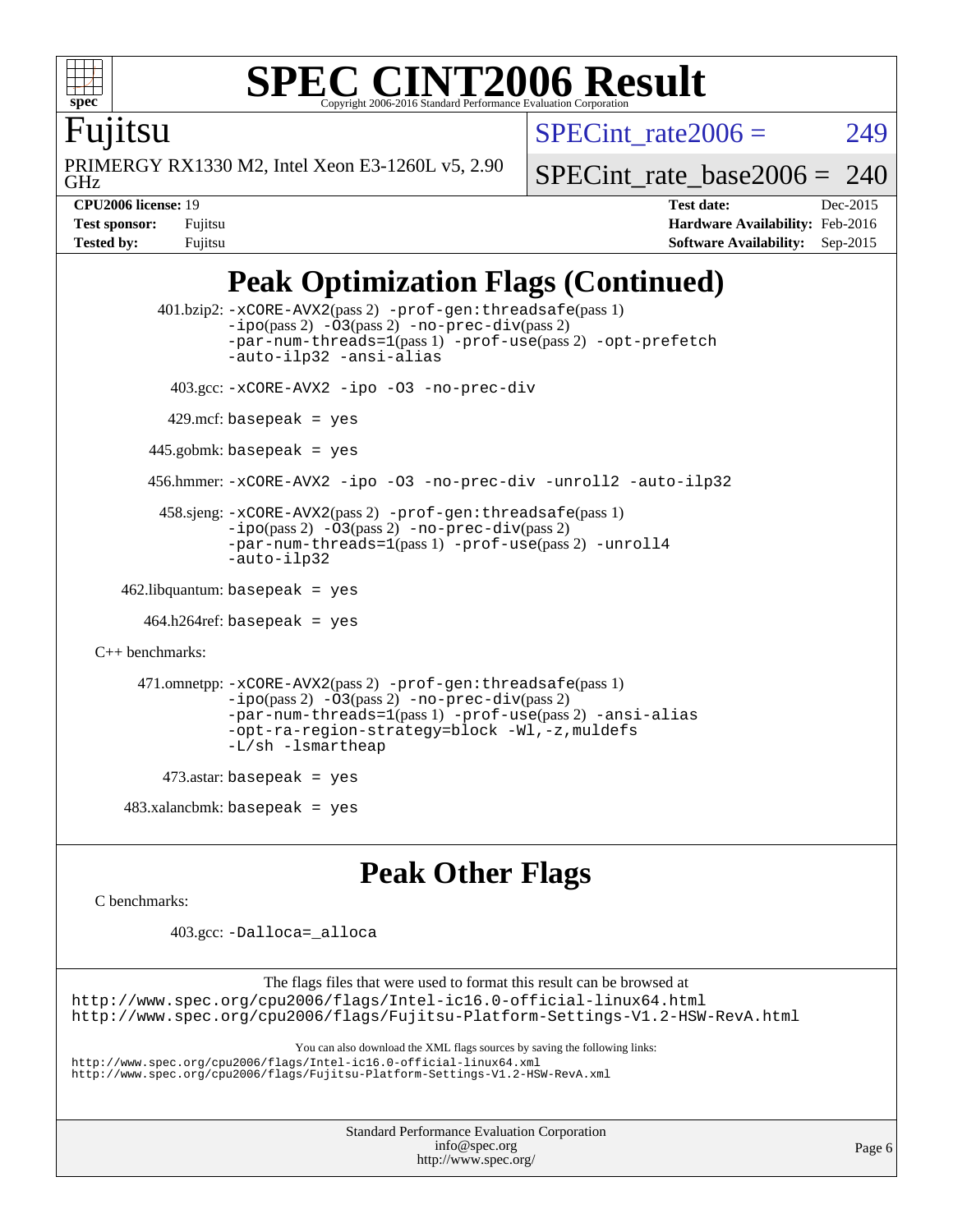# SPEC CINT2006 Result

Copyright 2006-2016 Standard Performance Evaluation Corporation

**Fujitsu**

PRIMERGY RX1330 M2, Intel Xeon E3-1260L v5, 2.90 GHz

SPECint_rate2006 = 249

SPECint_rate_base2006 = 240

| | | | |
|---|---|---|---|
| **CPU2006 license:** 19 | | **Test date:** | Dec-2015 |
| **Test sponsor:** | Fujitsu | **Hardware Availability:** | Feb-2016 |
| **Tested by:** | Fujitsu | **Software Availability:** | Sep-2015 |

## Peak Optimization Flags (Continued)

401.bzip2: -xCORE-AVX2(pass 2) -prof-gen:threadsafe(pass 1) -ipo(pass 2) -O3(pass 2) -no-prec-div(pass 2) -par-num-threads=1(pass 1) -prof-use(pass 2) -opt-prefetch -auto-ilp32 -ansi-alias

403.gcc: -xCORE-AVX2 -ipo -O3 -no-prec-div

429.mcf: basepeak = yes

445.gobmk: basepeak = yes

456.hmmer: -xCORE-AVX2 -ipo -O3 -no-prec-div -unroll2 -auto-ilp32

458.sjeng: -xCORE-AVX2(pass 2) -prof-gen:threadsafe(pass 1) -ipo(pass 2) -O3(pass 2) -no-prec-div(pass 2) -par-num-threads=1(pass 1) -prof-use(pass 2) -unroll4 -auto-ilp32

462.libquantum: basepeak = yes

464.h264ref: basepeak = yes

C++ benchmarks:

471.omnetpp: -xCORE-AVX2(pass 2) -prof-gen:threadsafe(pass 1) -ipo(pass 2) -O3(pass 2) -no-prec-div(pass 2) -par-num-threads=1(pass 1) -prof-use(pass 2) -ansi-alias -opt-ra-region-strategy=block -Wl,-z,muldefs -L/sh -lsmartheap

473.astar: basepeak = yes

483.xalancbmk: basepeak = yes

## Peak Other Flags

C benchmarks:

403.gcc: -Dalloca=_alloca

The flags files that were used to format this result can be browsed at
http://www.spec.org/cpu2006/flags/Intel-ic16.0-official-linux64.html
http://www.spec.org/cpu2006/flags/Fujitsu-Platform-Settings-V1.2-HSW-RevA.html

You can also download the XML flags sources by saving the following links:
http://www.spec.org/cpu2006/flags/Intel-ic16.0-official-linux64.xml
http://www.spec.org/cpu2006/flags/Fujitsu-Platform-Settings-V1.2-HSW-RevA.xml

Standard Performance Evaluation Corporation
info@spec.org
http://www.spec.org/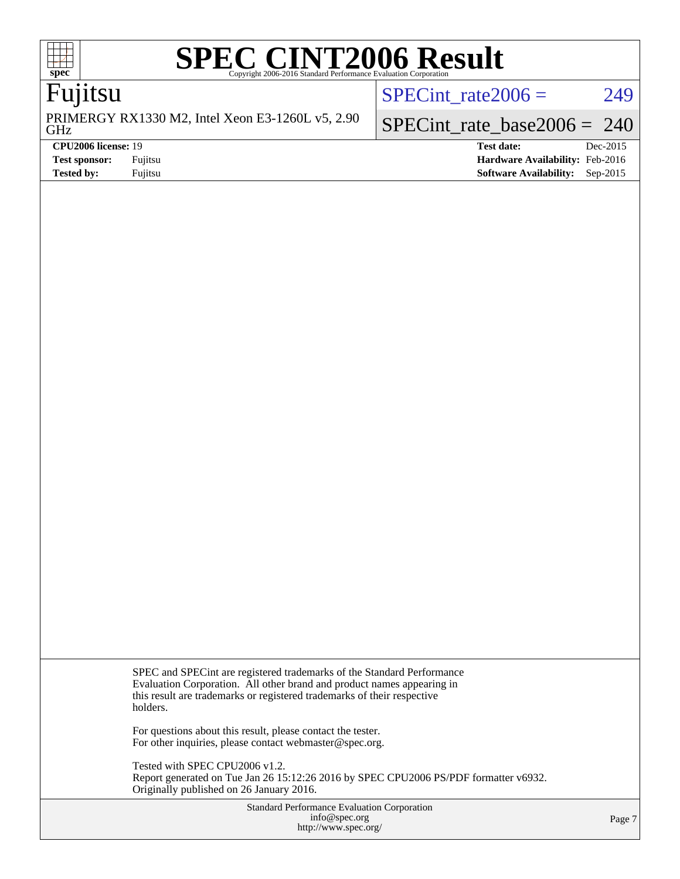SPEC and SPECint are registered trademarks of the Standard Performance Evaluation Corporation. All other brand and product names appearing in this result are trademarks or registered trademarks of their respective holders.

For questions about this result, please contact the tester.
For other inquiries, please contact webmaster@spec.org.

Tested with SPEC CPU2006 v1.2.
Report generated on Tue Jan 26 15:12:26 2016 by SPEC CPU2006 PS/PDF formatter v6932.
Originally published on 26 January 2016.